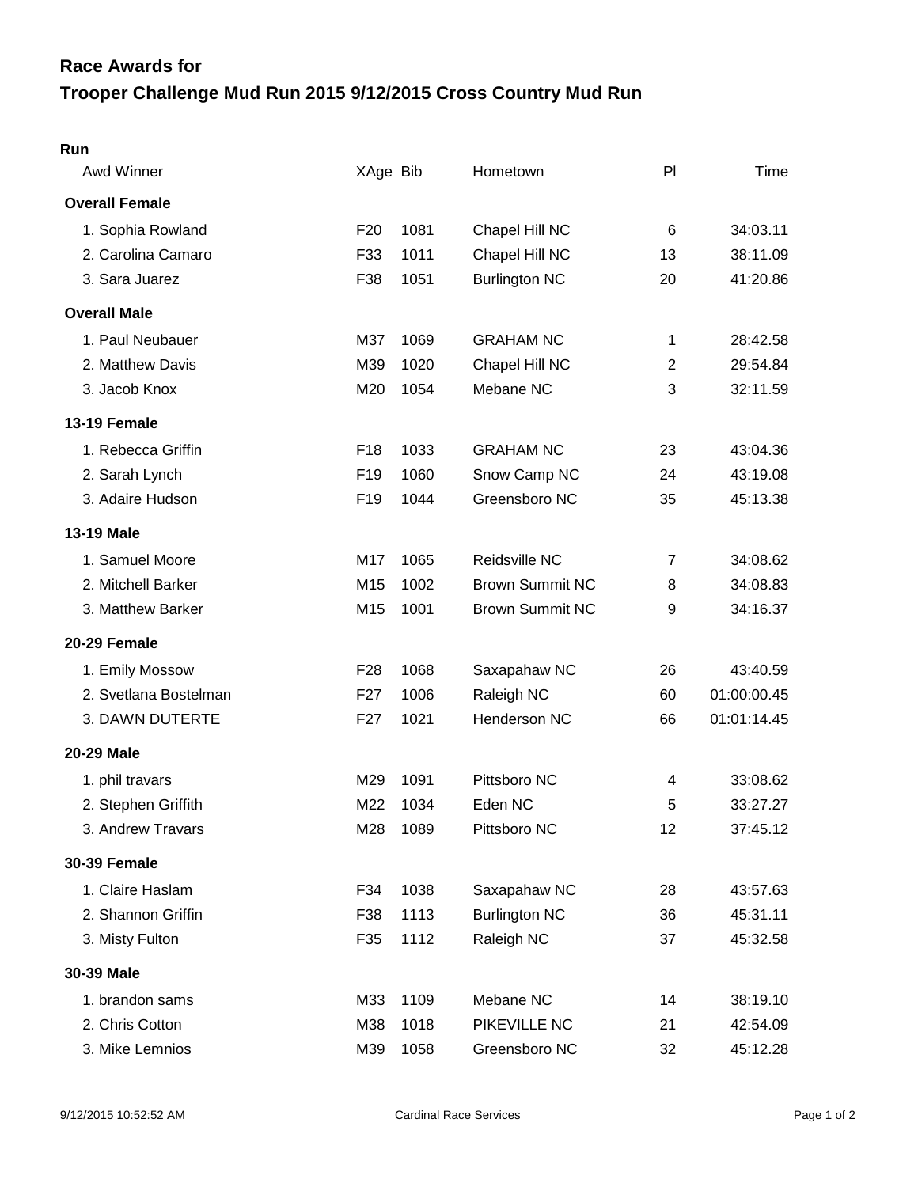# Race Awards for
# Trooper Challenge Mud Run 2015 9/12/2015 Cross Country Mud Run

**Run**

| Awd Winner | XAge | Bib | Hometown | Pl | Time |
|---|---|---|---|---|---|
| **Overall Female** | | | | | |
| 1. Sophia Rowland | F20 | 1081 | Chapel Hill NC | 6 | 34:03.11 |
| 2. Carolina Camaro | F33 | 1011 | Chapel Hill NC | 13 | 38:11.09 |
| 3. Sara Juarez | F38 | 1051 | Burlington NC | 20 | 41:20.86 |
| **Overall Male** | | | | | |
| 1. Paul Neubauer | M37 | 1069 | GRAHAM NC | 1 | 28:42.58 |
| 2. Matthew Davis | M39 | 1020 | Chapel Hill NC | 2 | 29:54.84 |
| 3. Jacob Knox | M20 | 1054 | Mebane NC | 3 | 32:11.59 |
| **13-19 Female** | | | | | |
| 1. Rebecca Griffin | F18 | 1033 | GRAHAM NC | 23 | 43:04.36 |
| 2. Sarah Lynch | F19 | 1060 | Snow Camp NC | 24 | 43:19.08 |
| 3. Adaire Hudson | F19 | 1044 | Greensboro NC | 35 | 45:13.38 |
| **13-19 Male** | | | | | |
| 1. Samuel Moore | M17 | 1065 | Reidsville NC | 7 | 34:08.62 |
| 2. Mitchell Barker | M15 | 1002 | Brown Summit NC | 8 | 34:08.83 |
| 3. Matthew Barker | M15 | 1001 | Brown Summit NC | 9 | 34:16.37 |
| **20-29 Female** | | | | | |
| 1. Emily Mossow | F28 | 1068 | Saxapahaw NC | 26 | 43:40.59 |
| 2. Svetlana Bostelman | F27 | 1006 | Raleigh NC | 60 | 01:00:00.45 |
| 3. DAWN DUTERTE | F27 | 1021 | Henderson NC | 66 | 01:01:14.45 |
| **20-29 Male** | | | | | |
| 1. phil travars | M29 | 1091 | Pittsboro NC | 4 | 33:08.62 |
| 2. Stephen Griffith | M22 | 1034 | Eden NC | 5 | 33:27.27 |
| 3. Andrew Travars | M28 | 1089 | Pittsboro NC | 12 | 37:45.12 |
| **30-39 Female** | | | | | |
| 1. Claire Haslam | F34 | 1038 | Saxapahaw NC | 28 | 43:57.63 |
| 2. Shannon Griffin | F38 | 1113 | Burlington NC | 36 | 45:31.11 |
| 3. Misty Fulton | F35 | 1112 | Raleigh NC | 37 | 45:32.58 |
| **30-39 Male** | | | | | |
| 1. brandon sams | M33 | 1109 | Mebane NC | 14 | 38:19.10 |
| 2. Chris Cotton | M38 | 1018 | PIKEVILLE NC | 21 | 42:54.09 |
| 3. Mike Lemnios | M39 | 1058 | Greensboro NC | 32 | 45:12.28 |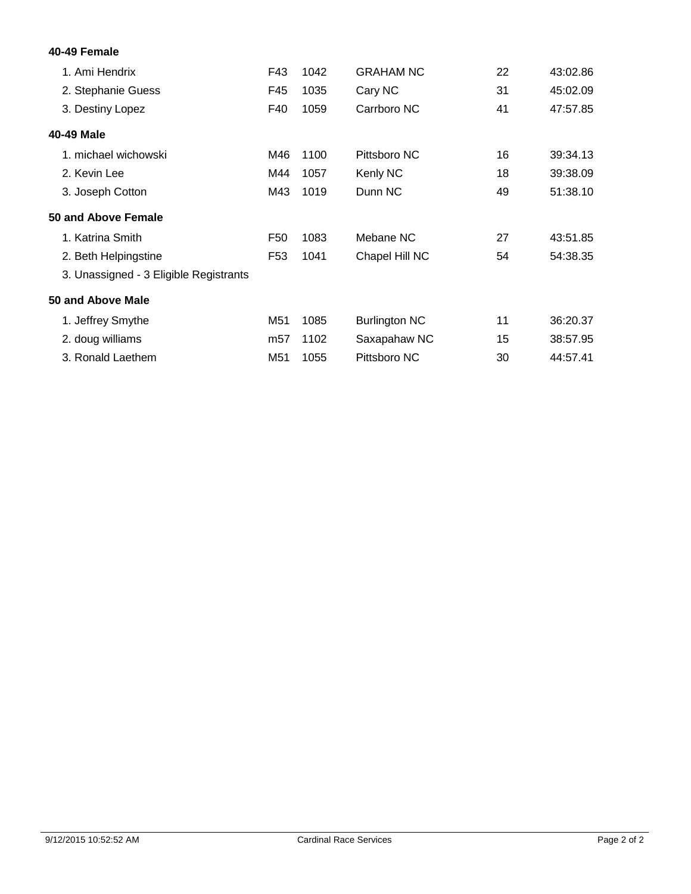**40-49 Female**

| | | | | | |
|---|---|---|---|---|---|
| 1. Ami Hendrix | F43 | 1042 | GRAHAM NC | 22 | 43:02.86 |
| 2. Stephanie Guess | F45 | 1035 | Cary NC | 31 | 45:02.09 |
| 3. Destiny Lopez | F40 | 1059 | Carrboro NC | 41 | 47:57.85 |

**40-49 Male**

| | | | | | |
|---|---|---|---|---|---|
| 1. michael wichowski | M46 | 1100 | Pittsboro NC | 16 | 39:34.13 |
| 2. Kevin Lee | M44 | 1057 | Kenly NC | 18 | 39:38.09 |
| 3. Joseph Cotton | M43 | 1019 | Dunn NC | 49 | 51:38.10 |

**50 and Above Female**

| | | | | | |
|---|---|---|---|---|---|
| 1. Katrina Smith | F50 | 1083 | Mebane NC | 27 | 43:51.85 |
| 2. Beth Helpingstine | F53 | 1041 | Chapel Hill NC | 54 | 54:38.35 |
| 3. Unassigned - 3 Eligible Registrants | | | | | |

**50 and Above Male**

| | | | | | |
|---|---|---|---|---|---|
| 1. Jeffrey Smythe | M51 | 1085 | Burlington NC | 11 | 36:20.37 |
| 2. doug williams | m57 | 1102 | Saxapahaw NC | 15 | 38:57.95 |
| 3. Ronald Laethem | M51 | 1055 | Pittsboro NC | 30 | 44:57.41 |